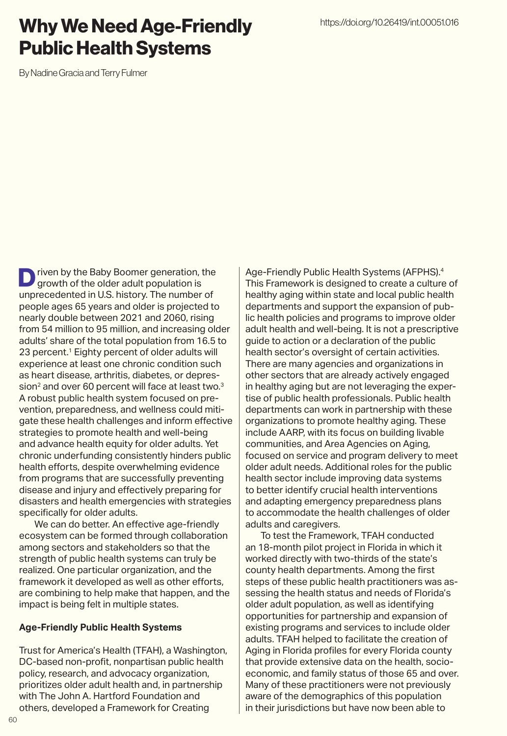# Why We Need Age-Friendly Public Health Systems

https://doi.org/10.26419/int.00051.016

By Nadine Gracia and Terry Fulmer

Driven by the Baby Boomer generation, the growth of the older adult population is unprecedented in U.S. history. The number of people ages 65 years and older is projected to nearly double between 2021 and 2060, rising from 54 million to 95 million, and increasing older adults' share of the total population from 16.5 to 23 percent.[1] Eighty percent of older adults will experience at least one chronic condition such as heart disease, arthritis, diabetes, or depression[2] and over 60 percent will face at least two.[3] A robust public health system focused on prevention, preparedness, and wellness could mitigate these health challenges and inform effective strategies to promote health and well-being and advance health equity for older adults. Yet chronic underfunding consistently hinders public health efforts, despite overwhelming evidence from programs that are successfully preventing disease and injury and effectively preparing for disasters and health emergencies with strategies specifically for older adults.

We can do better. An effective age-friendly ecosystem can be formed through collaboration among sectors and stakeholders so that the strength of public health systems can truly be realized. One particular organization, and the framework it developed as well as other efforts, are combining to help make that happen, and the impact is being felt in multiple states.

**Age-Friendly Public Health Systems**

Trust for America's Health (TFAH), a Washington, DC-based non-profit, nonpartisan public health policy, research, and advocacy organization, prioritizes older adult health and, in partnership with The John A. Hartford Foundation and others, developed a Framework for Creating Age-Friendly Public Health Systems (AFPHS).[4] This Framework is designed to create a culture of healthy aging within state and local public health departments and support the expansion of public health policies and programs to improve older adult health and well-being. It is not a prescriptive guide to action or a declaration of the public health sector's oversight of certain activities. There are many agencies and organizations in other sectors that are already actively engaged in healthy aging but are not leveraging the expertise of public health professionals. Public health departments can work in partnership with these organizations to promote healthy aging. These include AARP, with its focus on building livable communities, and Area Agencies on Aging, focused on service and program delivery to meet older adult needs. Additional roles for the public health sector include improving data systems to better identify crucial health interventions and adapting emergency preparedness plans to accommodate the health challenges of older adults and caregivers.

To test the Framework, TFAH conducted an 18-month pilot project in Florida in which it worked directly with two-thirds of the state's county health departments. Among the first steps of these public health practitioners was assessing the health status and needs of Florida's older adult population, as well as identifying opportunities for partnership and expansion of existing programs and services to include older adults. TFAH helped to facilitate the creation of Aging in Florida profiles for every Florida county that provide extensive data on the health, socioeconomic, and family status of those 65 and over. Many of these practitioners were not previously aware of the demographics of this population in their jurisdictions but have now been able to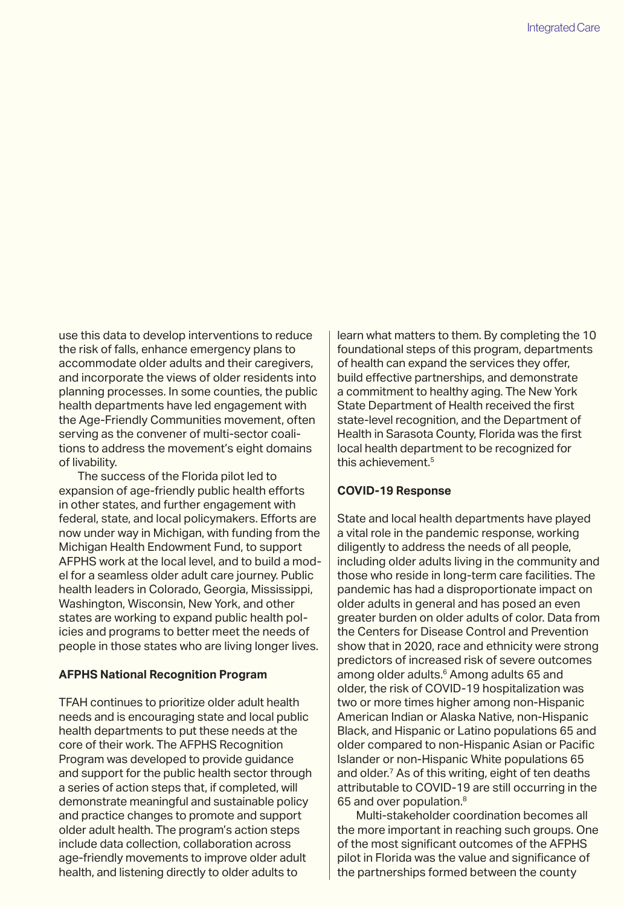use this data to develop interventions to reduce the risk of falls, enhance emergency plans to accommodate older adults and their caregivers, and incorporate the views of older residents into planning processes. In some counties, the public health departments have led engagement with the Age-Friendly Communities movement, often serving as the convener of multi-sector coalitions to address the movement's eight domains of livability.

The success of the Florida pilot led to expansion of age-friendly public health efforts in other states, and further engagement with federal, state, and local policymakers. Efforts are now under way in Michigan, with funding from the Michigan Health Endowment Fund, to support AFPHS work at the local level, and to build a model for a seamless older adult care journey. Public health leaders in Colorado, Georgia, Mississippi, Washington, Wisconsin, New York, and other states are working to expand public health policies and programs to better meet the needs of people in those states who are living longer lives.

**AFPHS National Recognition Program**

TFAH continues to prioritize older adult health needs and is encouraging state and local public health departments to put these needs at the core of their work. The AFPHS Recognition Program was developed to provide guidance and support for the public health sector through a series of action steps that, if completed, will demonstrate meaningful and sustainable policy and practice changes to promote and support older adult health. The program's action steps include data collection, collaboration across age-friendly movements to improve older adult health, and listening directly to older adults to learn what matters to them. By completing the 10 foundational steps of this program, departments of health can expand the services they offer, build effective partnerships, and demonstrate a commitment to healthy aging. The New York State Department of Health received the first state-level recognition, and the Department of Health in Sarasota County, Florida was the first local health department to be recognized for this achievement.[5]

**COVID-19 Response**

State and local health departments have played a vital role in the pandemic response, working diligently to address the needs of all people, including older adults living in the community and those who reside in long-term care facilities. The pandemic has had a disproportionate impact on older adults in general and has posed an even greater burden on older adults of color. Data from the Centers for Disease Control and Prevention show that in 2020, race and ethnicity were strong predictors of increased risk of severe outcomes among older adults.[6] Among adults 65 and older, the risk of COVID-19 hospitalization was two or more times higher among non-Hispanic American Indian or Alaska Native, non-Hispanic Black, and Hispanic or Latino populations 65 and older compared to non-Hispanic Asian or Pacific Islander or non-Hispanic White populations 65 and older.[7] As of this writing, eight of ten deaths attributable to COVID-19 are still occurring in the 65 and over population.[8]

Multi-stakeholder coordination becomes all the more important in reaching such groups. One of the most significant outcomes of the AFPHS pilot in Florida was the value and significance of the partnerships formed between the county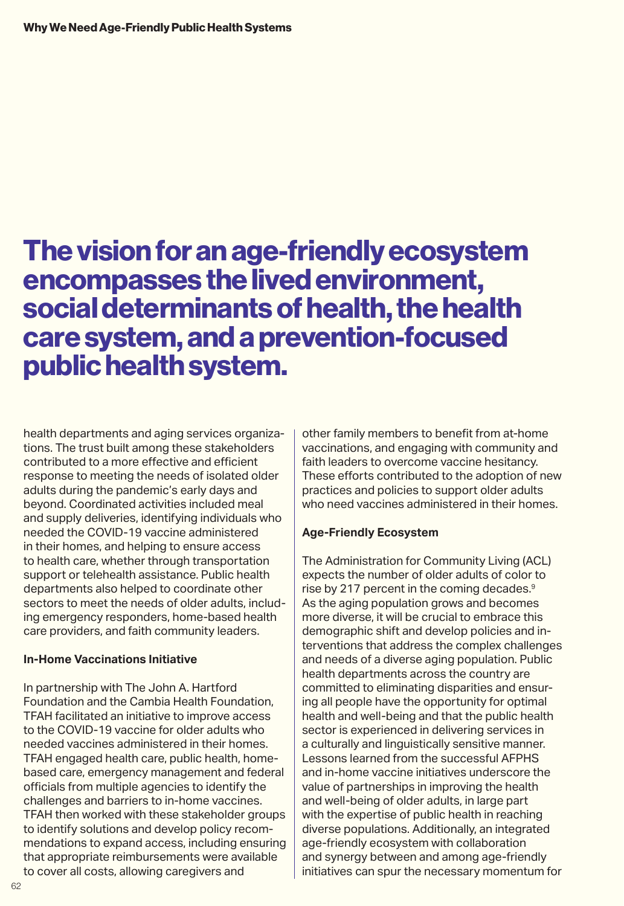# The vision for an age-friendly ecosystem encompasses the lived environment, social determinants of health, the health care system, and a prevention-focused public health system.

health departments and aging services organizations. The trust built among these stakeholders contributed to a more effective and efficient response to meeting the needs of isolated older adults during the pandemic's early days and beyond. Coordinated activities included meal and supply deliveries, identifying individuals who needed the COVID-19 vaccine administered in their homes, and helping to ensure access to health care, whether through transportation support or telehealth assistance. Public health departments also helped to coordinate other sectors to meet the needs of older adults, including emergency responders, home-based health care providers, and faith community leaders.

**In-Home Vaccinations Initiative**

In partnership with The John A. Hartford Foundation and the Cambia Health Foundation, TFAH facilitated an initiative to improve access to the COVID-19 vaccine for older adults who needed vaccines administered in their homes. TFAH engaged health care, public health, home-based care, emergency management and federal officials from multiple agencies to identify the challenges and barriers to in-home vaccines. TFAH then worked with these stakeholder groups to identify solutions and develop policy recommendations to expand access, including ensuring that appropriate reimbursements were available to cover all costs, allowing caregivers and other family members to benefit from at-home vaccinations, and engaging with community and faith leaders to overcome vaccine hesitancy. These efforts contributed to the adoption of new practices and policies to support older adults who need vaccines administered in their homes.

**Age-Friendly Ecosystem**

The Administration for Community Living (ACL) expects the number of older adults of color to rise by 217 percent in the coming decades.[9] As the aging population grows and becomes more diverse, it will be crucial to embrace this demographic shift and develop policies and interventions that address the complex challenges and needs of a diverse aging population. Public health departments across the country are committed to eliminating disparities and ensuring all people have the opportunity for optimal health and well-being and that the public health sector is experienced in delivering services in a culturally and linguistically sensitive manner. Lessons learned from the successful AFPHS and in-home vaccine initiatives underscore the value of partnerships in improving the health and well-being of older adults, in large part with the expertise of public health in reaching diverse populations. Additionally, an integrated age-friendly ecosystem with collaboration and synergy between and among age-friendly initiatives can spur the necessary momentum for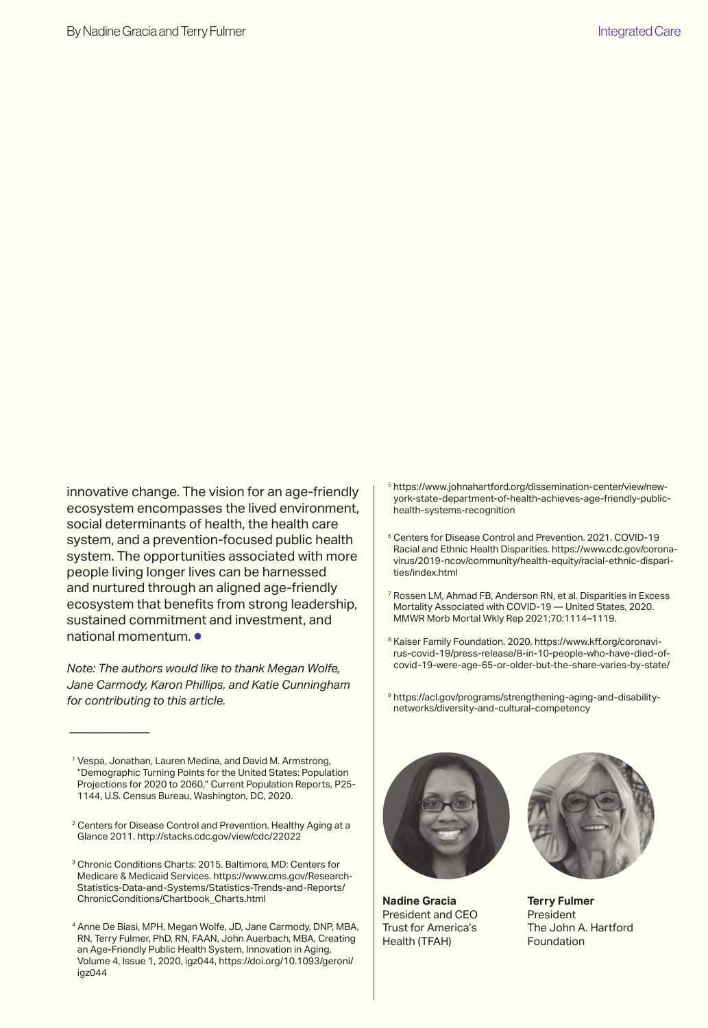innovative change. The vision for an age-friendly ecosystem encompasses the lived environment, social determinants of health, the health care system, and a prevention-focused public health system. The opportunities associated with more people living longer lives can be harnessed and nurtured through an aligned age-friendly ecosystem that benefits from strong leadership, sustained commitment and investment, and national momentum. ●

*Note: The authors would like to thank Megan Wolfe, Jane Carmody, Karon Phillips, and Katie Cunningham for contributing to this article.*

---

[1] Vespa, Jonathan, Lauren Medina, and David M. Armstrong, "Demographic Turning Points for the United States: Population Projections for 2020 to 2060," Current Population Reports, P25-1144, U.S. Census Bureau, Washington, DC, 2020.

[2] Centers for Disease Control and Prevention. Healthy Aging at a Glance 2011. http://stacks.cdc.gov/view/cdc/22022

[3] Chronic Conditions Charts: 2015. Baltimore, MD: Centers for Medicare & Medicaid Services. https://www.cms.gov/Research-Statistics-Data-and-Systems/Statistics-Trends-and-Reports/ChronicConditions/Chartbook_Charts.html

[4] Anne De Biasi, MPH, Megan Wolfe, JD, Jane Carmody, DNP, MBA, RN, Terry Fulmer, PhD, RN, FAAN, John Auerbach, MBA, Creating an Age-Friendly Public Health System, Innovation in Aging, Volume 4, Issue 1, 2020, igz044, https://doi.org/10.1093/geroni/igz044

[5] https://www.johnahartford.org/dissemination-center/view/new-york-state-department-of-health-achieves-age-friendly-public-health-systems-recognition

[6] Centers for Disease Control and Prevention. 2021. COVID-19 Racial and Ethnic Health Disparities. https://www.cdc.gov/coronavirus/2019-ncov/community/health-equity/racial-ethnic-disparities/index.html

[7] Rossen LM, Ahmad FB, Anderson RN, et al. Disparities in Excess Mortality Associated with COVID-19 — United States, 2020. MMWR Morb Mortal Wkly Rep 2021;70:1114–1119.

[8] Kaiser Family Foundation. 2020. https://www.kff.org/coronavirus-covid-19/press-release/8-in-10-people-who-have-died-of-covid-19-were-age-65-or-older-but-the-share-varies-by-state/

[9] https://acl.gov/programs/strengthening-aging-and-disability-networks/diversity-and-cultural-competency

**Nadine Gracia**
President and CEO
Trust for America's Health (TFAH)

**Terry Fulmer**
President
The John A. Hartford Foundation